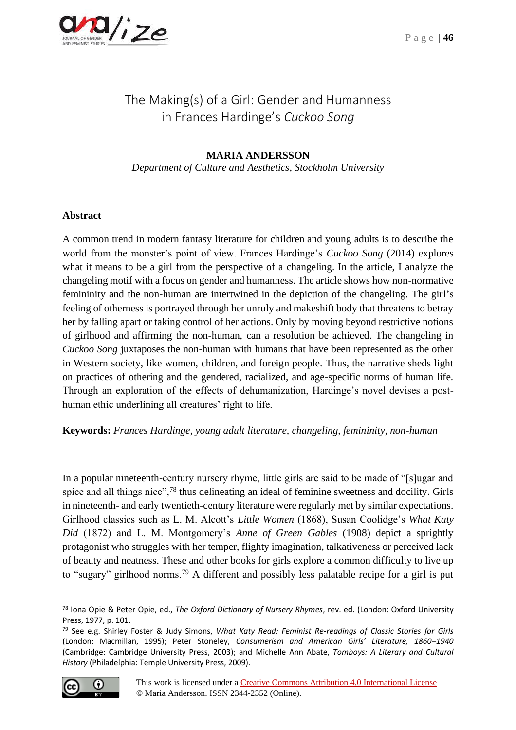# The Making(s) of a Girl: Gender and Humanness in Frances Hardinge's *Cuckoo Song*

**MARIA ANDERSSON**

*Department of Culture and Aesthetics, Stockholm University*

## Abstract

A common trend in modern fantasy literature for children and young adults is to describe the world from the monster's point of view. Frances Hardinge's *Cuckoo Song* (2014) explores what it means to be a girl from the perspective of a changeling. In the article, I analyze the changeling motif with a focus on gender and humanness. The article shows how non-normative femininity and the non-human are intertwined in the depiction of the changeling. The girl's feeling of otherness is portrayed through her unruly and makeshift body that threatens to betray her by falling apart or taking control of her actions. Only by moving beyond restrictive notions of girlhood and affirming the non-human, can a resolution be achieved. The changeling in *Cuckoo Song* juxtaposes the non-human with humans that have been represented as the other in Western society, like women, children, and foreign people. Thus, the narrative sheds light on practices of othering and the gendered, racialized, and age-specific norms of human life. Through an exploration of the effects of dehumanization, Hardinge's novel devises a post-human ethic underlining all creatures' right to life.

**Keywords:** *Frances Hardinge, young adult literature, changeling, femininity, non-human*

In a popular nineteenth-century nursery rhyme, little girls are said to be made of "[s]ugar and spice and all things nice",[78] thus delineating an ideal of feminine sweetness and docility. Girls in nineteenth- and early twentieth-century literature were regularly met by similar expectations. Girlhood classics such as L. M. Alcott's *Little Women* (1868), Susan Coolidge's *What Katy Did* (1872) and L. M. Montgomery's *Anne of Green Gables* (1908) depict a sprightly protagonist who struggles with her temper, flighty imagination, talkativeness or perceived lack of beauty and neatness. These and other books for girls explore a common difficulty to live up to "sugary" girlhood norms.[79] A different and possibly less palatable recipe for a girl is put

[78] Iona Opie & Peter Opie, ed., *The Oxford Dictionary of Nursery Rhymes*, rev. ed. (London: Oxford University Press, 1977, p. 101.

[79] See e.g. Shirley Foster & Judy Simons, *What Katy Read: Feminist Re-readings of Classic Stories for Girls* (London: Macmillan, 1995); Peter Stoneley, *Consumerism and American Girls' Literature, 1860–1940* (Cambridge: Cambridge University Press, 2003); and Michelle Ann Abate, *Tomboys: A Literary and Cultural History* (Philadelphia: Temple University Press, 2009).

This work is licensed under a Creative Commons Attribution 4.0 International License
© Maria Andersson. ISSN 2344-2352 (Online).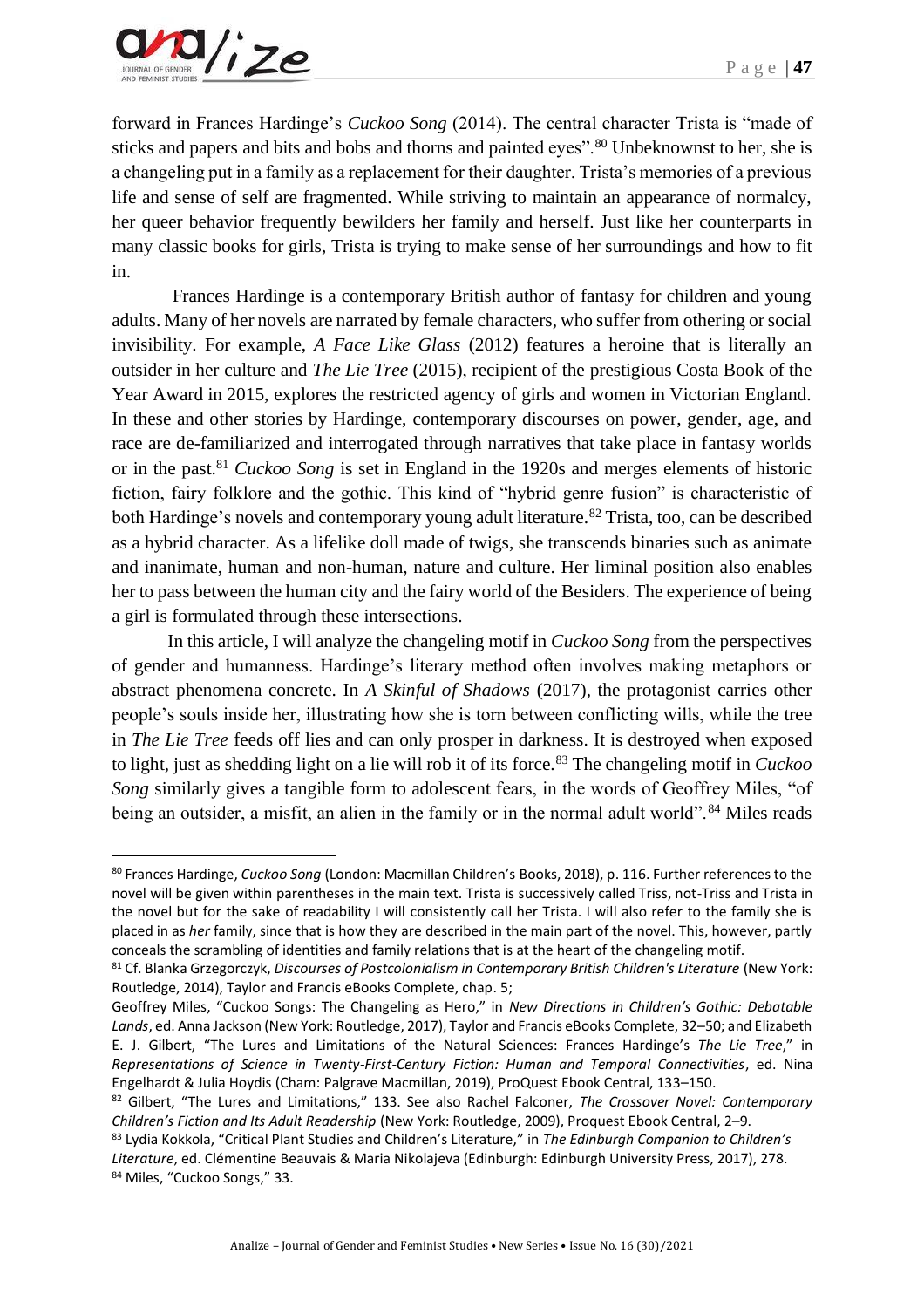forward in Frances Hardinge's *Cuckoo Song* (2014). The central character Trista is "made of sticks and papers and bits and bobs and thorns and painted eyes".[80] Unbeknownst to her, she is a changeling put in a family as a replacement for their daughter. Trista's memories of a previous life and sense of self are fragmented. While striving to maintain an appearance of normalcy, her queer behavior frequently bewilders her family and herself. Just like her counterparts in many classic books for girls, Trista is trying to make sense of her surroundings and how to fit in.

Frances Hardinge is a contemporary British author of fantasy for children and young adults. Many of her novels are narrated by female characters, who suffer from othering or social invisibility. For example, *A Face Like Glass* (2012) features a heroine that is literally an outsider in her culture and *The Lie Tree* (2015), recipient of the prestigious Costa Book of the Year Award in 2015, explores the restricted agency of girls and women in Victorian England. In these and other stories by Hardinge, contemporary discourses on power, gender, age, and race are de-familiarized and interrogated through narratives that take place in fantasy worlds or in the past.[81] *Cuckoo Song* is set in England in the 1920s and merges elements of historic fiction, fairy folklore and the gothic. This kind of "hybrid genre fusion" is characteristic of both Hardinge's novels and contemporary young adult literature.[82] Trista, too, can be described as a hybrid character. As a lifelike doll made of twigs, she transcends binaries such as animate and inanimate, human and non-human, nature and culture. Her liminal position also enables her to pass between the human city and the fairy world of the Besiders. The experience of being a girl is formulated through these intersections.

In this article, I will analyze the changeling motif in *Cuckoo Song* from the perspectives of gender and humanness. Hardinge's literary method often involves making metaphors or abstract phenomena concrete. In *A Skinful of Shadows* (2017), the protagonist carries other people's souls inside her, illustrating how she is torn between conflicting wills, while the tree in *The Lie Tree* feeds off lies and can only prosper in darkness. It is destroyed when exposed to light, just as shedding light on a lie will rob it of its force.[83] The changeling motif in *Cuckoo Song* similarly gives a tangible form to adolescent fears, in the words of Geoffrey Miles, "of being an outsider, a misfit, an alien in the family or in the normal adult world".[84] Miles reads

---

[80] Frances Hardinge, *Cuckoo Song* (London: Macmillan Children's Books, 2018), p. 116. Further references to the novel will be given within parentheses in the main text. Trista is successively called Triss, not-Triss and Trista in the novel but for the sake of readability I will consistently call her Trista. I will also refer to the family she is placed in as *her* family, since that is how they are described in the main part of the novel. This, however, partly conceals the scrambling of identities and family relations that is at the heart of the changeling motif.

[81] Cf. Blanka Grzegorczyk, *Discourses of Postcolonialism in Contemporary British Children's Literature* (New York: Routledge, 2014), Taylor and Francis eBooks Complete, chap. 5;
Geoffrey Miles, "Cuckoo Songs: The Changeling as Hero," in *New Directions in Children's Gothic: Debatable Lands*, ed. Anna Jackson (New York: Routledge, 2017), Taylor and Francis eBooks Complete, 32–50; and Elizabeth E. J. Gilbert, "The Lures and Limitations of the Natural Sciences: Frances Hardinge's *The Lie Tree*," in *Representations of Science in Twenty-First-Century Fiction: Human and Temporal Connectivities*, ed. Nina Engelhardt & Julia Hoydis (Cham: Palgrave Macmillan, 2019), ProQuest Ebook Central, 133–150.

[82] Gilbert, "The Lures and Limitations," 133. See also Rachel Falconer, *The Crossover Novel: Contemporary Children's Fiction and Its Adult Readership* (New York: Routledge, 2009), Proquest Ebook Central, 2–9.

[83] Lydia Kokkola, "Critical Plant Studies and Children's Literature," in *The Edinburgh Companion to Children's Literature*, ed. Clémentine Beauvais & Maria Nikolajeva (Edinburgh: Edinburgh University Press, 2017), 278.

[84] Miles, "Cuckoo Songs," 33.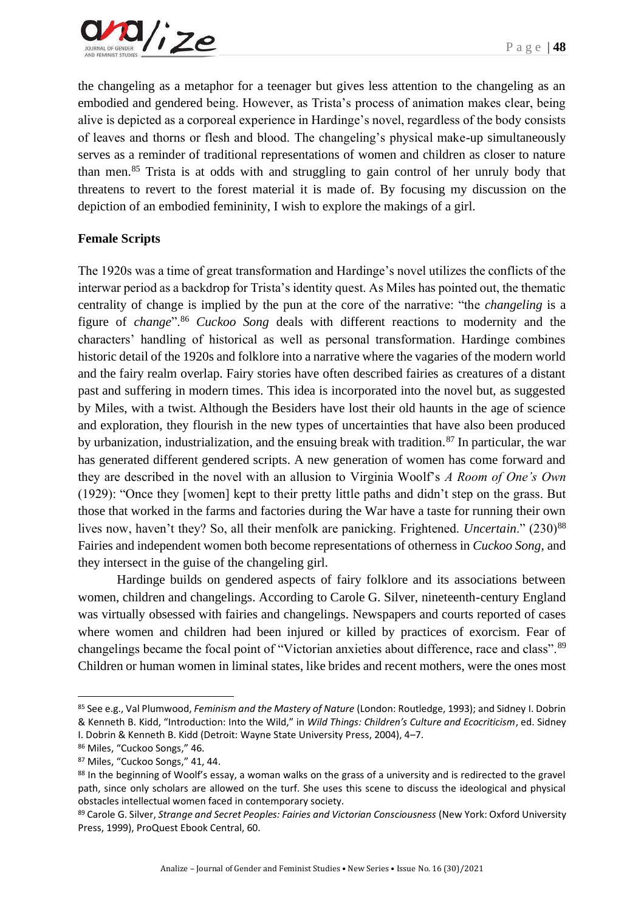the changeling as a metaphor for a teenager but gives less attention to the changeling as an embodied and gendered being. However, as Trista's process of animation makes clear, being alive is depicted as a corporeal experience in Hardinge's novel, regardless of the body consists of leaves and thorns or flesh and blood. The changeling's physical make-up simultaneously serves as a reminder of traditional representations of women and children as closer to nature than men.[85] Trista is at odds with and struggling to gain control of her unruly body that threatens to revert to the forest material it is made of. By focusing my discussion on the depiction of an embodied femininity, I wish to explore the makings of a girl.

**Female Scripts**

The 1920s was a time of great transformation and Hardinge's novel utilizes the conflicts of the interwar period as a backdrop for Trista's identity quest. As Miles has pointed out, the thematic centrality of change is implied by the pun at the core of the narrative: "the *changeling* is a figure of *change*".[86] *Cuckoo Song* deals with different reactions to modernity and the characters' handling of historical as well as personal transformation. Hardinge combines historic detail of the 1920s and folklore into a narrative where the vagaries of the modern world and the fairy realm overlap. Fairy stories have often described fairies as creatures of a distant past and suffering in modern times. This idea is incorporated into the novel but, as suggested by Miles, with a twist. Although the Besiders have lost their old haunts in the age of science and exploration, they flourish in the new types of uncertainties that have also been produced by urbanization, industrialization, and the ensuing break with tradition.[87] In particular, the war has generated different gendered scripts. A new generation of women has come forward and they are described in the novel with an allusion to Virginia Woolf's *A Room of One's Own* (1929): "Once they [women] kept to their pretty little paths and didn't step on the grass. But those that worked in the farms and factories during the War have a taste for running their own lives now, haven't they? So, all their menfolk are panicking. Frightened. *Uncertain*." (230)[88] Fairies and independent women both become representations of otherness in *Cuckoo Song*, and they intersect in the guise of the changeling girl.

Hardinge builds on gendered aspects of fairy folklore and its associations between women, children and changelings. According to Carole G. Silver, nineteenth-century England was virtually obsessed with fairies and changelings. Newspapers and courts reported of cases where women and children had been injured or killed by practices of exorcism. Fear of changelings became the focal point of "Victorian anxieties about difference, race and class".[89] Children or human women in liminal states, like brides and recent mothers, were the ones most

---

[85] See e.g., Val Plumwood, *Feminism and the Mastery of Nature* (London: Routledge, 1993); and Sidney I. Dobrin & Kenneth B. Kidd, "Introduction: Into the Wild," in *Wild Things: Children's Culture and Ecocriticism*, ed. Sidney I. Dobrin & Kenneth B. Kidd (Detroit: Wayne State University Press, 2004), 4–7.

[86] Miles, "Cuckoo Songs," 46.

[87] Miles, "Cuckoo Songs," 41, 44.

[88] In the beginning of Woolf's essay, a woman walks on the grass of a university and is redirected to the gravel path, since only scholars are allowed on the turf. She uses this scene to discuss the ideological and physical obstacles intellectual women faced in contemporary society.

[89] Carole G. Silver, *Strange and Secret Peoples: Fairies and Victorian Consciousness* (New York: Oxford University Press, 1999), ProQuest Ebook Central, 60.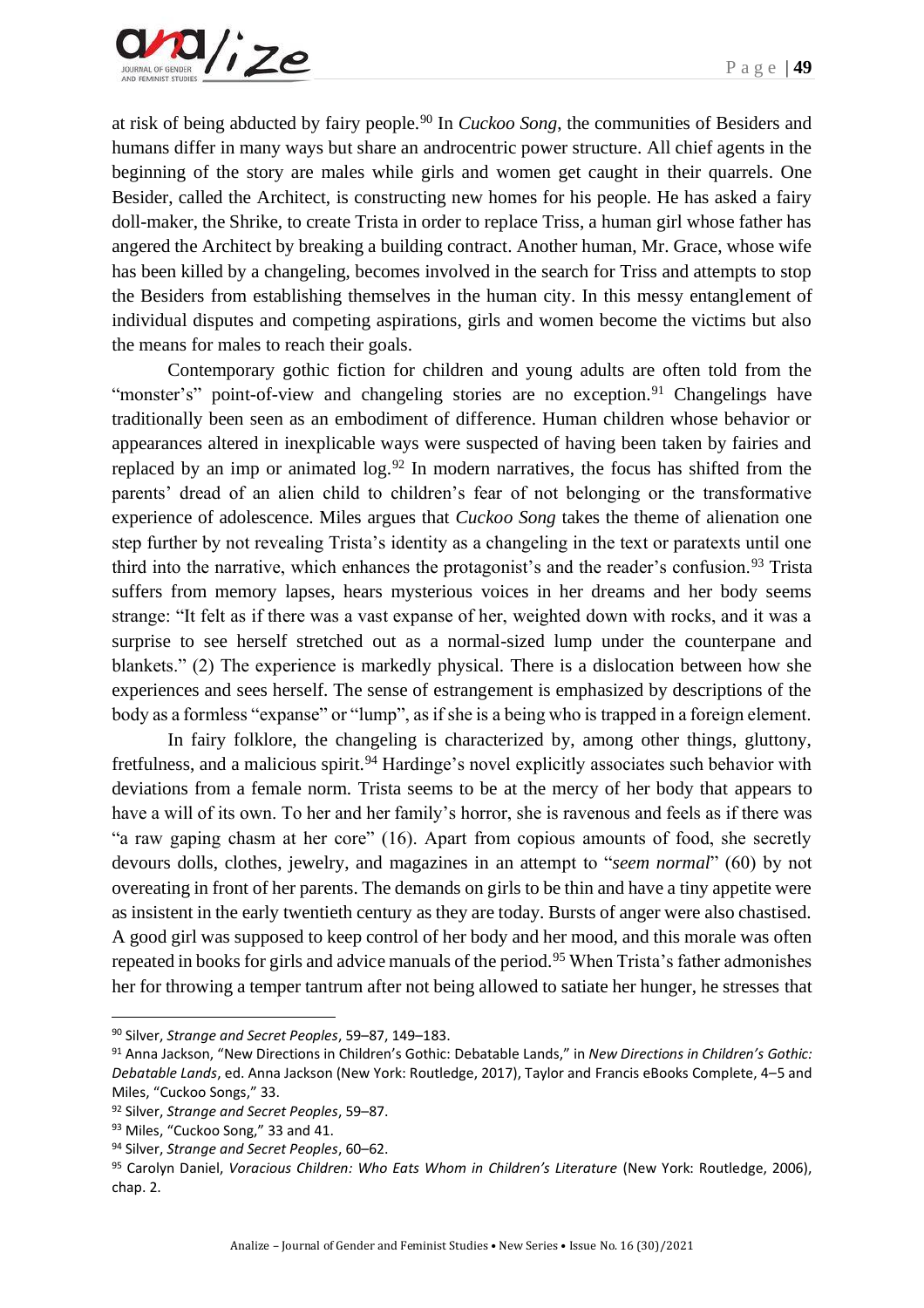at risk of being abducted by fairy people.[90] In *Cuckoo Song*, the communities of Besiders and humans differ in many ways but share an androcentric power structure. All chief agents in the beginning of the story are males while girls and women get caught in their quarrels. One Besider, called the Architect, is constructing new homes for his people. He has asked a fairy doll-maker, the Shrike, to create Trista in order to replace Triss, a human girl whose father has angered the Architect by breaking a building contract. Another human, Mr. Grace, whose wife has been killed by a changeling, becomes involved in the search for Triss and attempts to stop the Besiders from establishing themselves in the human city. In this messy entanglement of individual disputes and competing aspirations, girls and women become the victims but also the means for males to reach their goals.

Contemporary gothic fiction for children and young adults are often told from the "monster's" point-of-view and changeling stories are no exception.[91] Changelings have traditionally been seen as an embodiment of difference. Human children whose behavior or appearances altered in inexplicable ways were suspected of having been taken by fairies and replaced by an imp or animated log.[92] In modern narratives, the focus has shifted from the parents' dread of an alien child to children's fear of not belonging or the transformative experience of adolescence. Miles argues that *Cuckoo Song* takes the theme of alienation one step further by not revealing Trista's identity as a changeling in the text or paratexts until one third into the narrative, which enhances the protagonist's and the reader's confusion.[93] Trista suffers from memory lapses, hears mysterious voices in her dreams and her body seems strange: "It felt as if there was a vast expanse of her, weighted down with rocks, and it was a surprise to see herself stretched out as a normal-sized lump under the counterpane and blankets." (2) The experience is markedly physical. There is a dislocation between how she experiences and sees herself. The sense of estrangement is emphasized by descriptions of the body as a formless "expanse" or "lump", as if she is a being who is trapped in a foreign element.

In fairy folklore, the changeling is characterized by, among other things, gluttony, fretfulness, and a malicious spirit.[94] Hardinge's novel explicitly associates such behavior with deviations from a female norm. Trista seems to be at the mercy of her body that appears to have a will of its own. To her and her family's horror, she is ravenous and feels as if there was "a raw gaping chasm at her core" (16). Apart from copious amounts of food, she secretly devours dolls, clothes, jewelry, and magazines in an attempt to "*seem normal*" (60) by not overeating in front of her parents. The demands on girls to be thin and have a tiny appetite were as insistent in the early twentieth century as they are today. Bursts of anger were also chastised. A good girl was supposed to keep control of her body and her mood, and this morale was often repeated in books for girls and advice manuals of the period.[95] When Trista's father admonishes her for throwing a temper tantrum after not being allowed to satiate her hunger, he stresses that

---

[90] Silver, *Strange and Secret Peoples*, 59–87, 149–183.

[91] Anna Jackson, "New Directions in Children's Gothic: Debatable Lands," in *New Directions in Children's Gothic: Debatable Lands*, ed. Anna Jackson (New York: Routledge, 2017), Taylor and Francis eBooks Complete, 4–5 and Miles, "Cuckoo Songs," 33.

[92] Silver, *Strange and Secret Peoples*, 59–87.

[93] Miles, "Cuckoo Song," 33 and 41.

[94] Silver, *Strange and Secret Peoples*, 60–62.

[95] Carolyn Daniel, *Voracious Children: Who Eats Whom in Children's Literature* (New York: Routledge, 2006), chap. 2.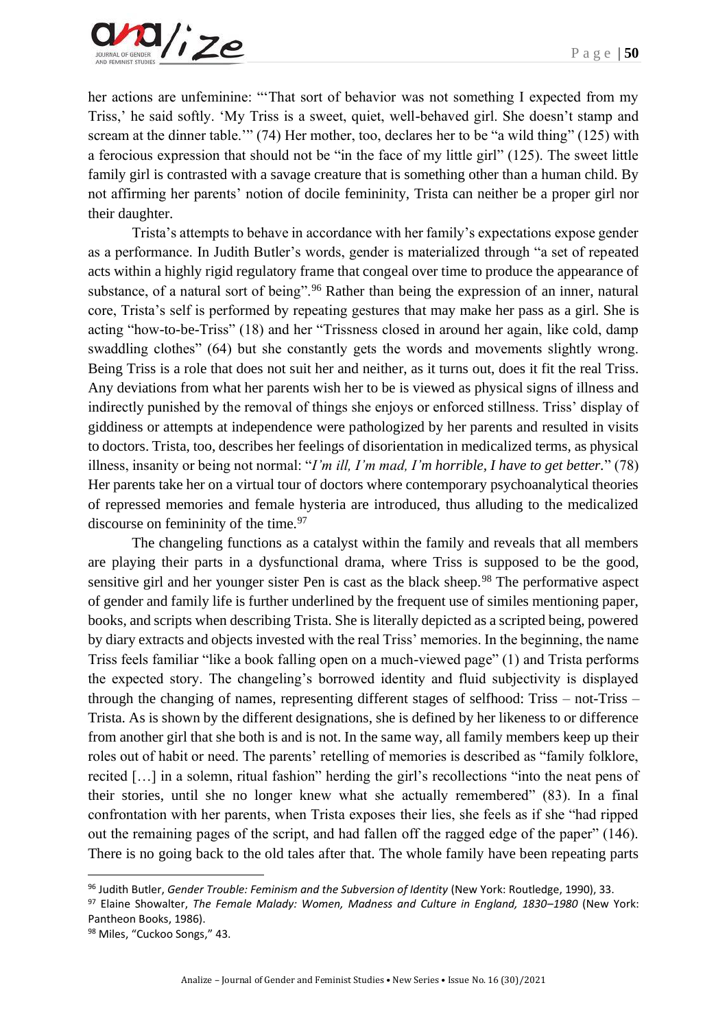her actions are unfeminine: "'That sort of behavior was not something I expected from my Triss,' he said softly. 'My Triss is a sweet, quiet, well-behaved girl. She doesn't stamp and scream at the dinner table.'" (74) Her mother, too, declares her to be "a wild thing" (125) with a ferocious expression that should not be "in the face of my little girl" (125). The sweet little family girl is contrasted with a savage creature that is something other than a human child. By not affirming her parents' notion of docile femininity, Trista can neither be a proper girl nor their daughter.

Trista's attempts to behave in accordance with her family's expectations expose gender as a performance. In Judith Butler's words, gender is materialized through "a set of repeated acts within a highly rigid regulatory frame that congeal over time to produce the appearance of substance, of a natural sort of being".[96] Rather than being the expression of an inner, natural core, Trista's self is performed by repeating gestures that may make her pass as a girl. She is acting "how-to-be-Triss" (18) and her "Trissness closed in around her again, like cold, damp swaddling clothes" (64) but she constantly gets the words and movements slightly wrong. Being Triss is a role that does not suit her and neither, as it turns out, does it fit the real Triss. Any deviations from what her parents wish her to be is viewed as physical signs of illness and indirectly punished by the removal of things she enjoys or enforced stillness. Triss' display of giddiness or attempts at independence were pathologized by her parents and resulted in visits to doctors. Trista, too, describes her feelings of disorientation in medicalized terms, as physical illness, insanity or being not normal: "*I'm ill, I'm mad, I'm horrible, I have to get better*." (78) Her parents take her on a virtual tour of doctors where contemporary psychoanalytical theories of repressed memories and female hysteria are introduced, thus alluding to the medicalized discourse on femininity of the time.[97]

The changeling functions as a catalyst within the family and reveals that all members are playing their parts in a dysfunctional drama, where Triss is supposed to be the good, sensitive girl and her younger sister Pen is cast as the black sheep.[98] The performative aspect of gender and family life is further underlined by the frequent use of similes mentioning paper, books, and scripts when describing Trista. She is literally depicted as a scripted being, powered by diary extracts and objects invested with the real Triss' memories. In the beginning, the name Triss feels familiar "like a book falling open on a much-viewed page" (1) and Trista performs the expected story. The changeling's borrowed identity and fluid subjectivity is displayed through the changing of names, representing different stages of selfhood: Triss – not-Triss – Trista. As is shown by the different designations, she is defined by her likeness to or difference from another girl that she both is and is not. In the same way, all family members keep up their roles out of habit or need. The parents' retelling of memories is described as "family folklore, recited […] in a solemn, ritual fashion" herding the girl's recollections "into the neat pens of their stories, until she no longer knew what she actually remembered" (83). In a final confrontation with her parents, when Trista exposes their lies, she feels as if she "had ripped out the remaining pages of the script, and had fallen off the ragged edge of the paper" (146). There is no going back to the old tales after that. The whole family have been repeating parts

---

[96] Judith Butler, *Gender Trouble: Feminism and the Subversion of Identity* (New York: Routledge, 1990), 33.

[97] Elaine Showalter, *The Female Malady: Women, Madness and Culture in England, 1830–1980* (New York: Pantheon Books, 1986).

[98] Miles, "Cuckoo Songs," 43.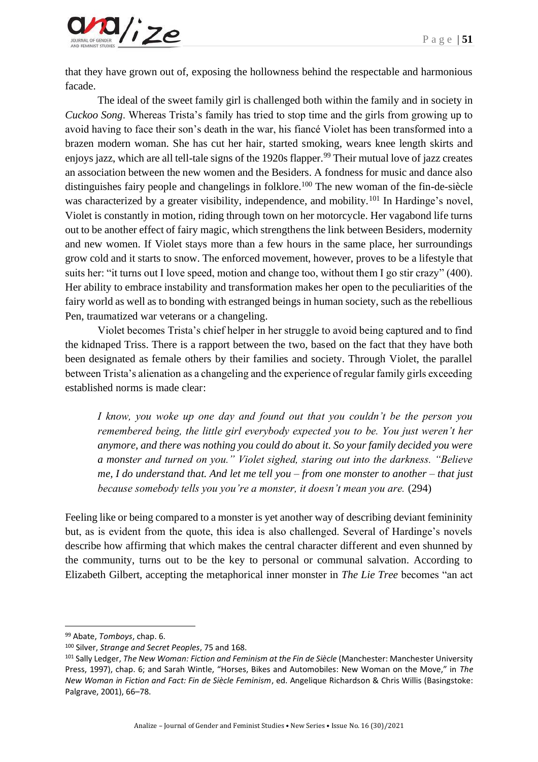that they have grown out of, exposing the hollowness behind the respectable and harmonious facade.

The ideal of the sweet family girl is challenged both within the family and in society in *Cuckoo Song*. Whereas Trista's family has tried to stop time and the girls from growing up to avoid having to face their son's death in the war, his fiancé Violet has been transformed into a brazen modern woman. She has cut her hair, started smoking, wears knee length skirts and enjoys jazz, which are all tell-tale signs of the 1920s flapper.[99] Their mutual love of jazz creates an association between the new women and the Besiders. A fondness for music and dance also distinguishes fairy people and changelings in folklore.[100] The new woman of the fin-de-siècle was characterized by a greater visibility, independence, and mobility.[101] In Hardinge's novel, Violet is constantly in motion, riding through town on her motorcycle. Her vagabond life turns out to be another effect of fairy magic, which strengthens the link between Besiders, modernity and new women. If Violet stays more than a few hours in the same place, her surroundings grow cold and it starts to snow. The enforced movement, however, proves to be a lifestyle that suits her: "it turns out I love speed, motion and change too, without them I go stir crazy" (400). Her ability to embrace instability and transformation makes her open to the peculiarities of the fairy world as well as to bonding with estranged beings in human society, such as the rebellious Pen, traumatized war veterans or a changeling.

Violet becomes Trista's chief helper in her struggle to avoid being captured and to find the kidnaped Triss. There is a rapport between the two, based on the fact that they have both been designated as female others by their families and society. Through Violet, the parallel between Trista's alienation as a changeling and the experience of regular family girls exceeding established norms is made clear:

> *I know, you woke up one day and found out that you couldn't be the person you remembered being, the little girl everybody expected you to be. You just weren't her anymore, and there was nothing you could do about it. So your family decided you were a monster and turned on you." Violet sighed, staring out into the darkness. "Believe me, I do understand that. And let me tell you – from one monster to another – that just because somebody tells you you're a monster, it doesn't mean you are.* (294)

Feeling like or being compared to a monster is yet another way of describing deviant femininity but, as is evident from the quote, this idea is also challenged. Several of Hardinge's novels describe how affirming that which makes the central character different and even shunned by the community, turns out to be the key to personal or communal salvation. According to Elizabeth Gilbert, accepting the metaphorical inner monster in *The Lie Tree* becomes "an act

---

[99] Abate, *Tomboys*, chap. 6.

[100] Silver, *Strange and Secret Peoples*, 75 and 168.

[101] Sally Ledger, *The New Woman: Fiction and Feminism at the Fin de Siècle* (Manchester: Manchester University Press, 1997), chap. 6; and Sarah Wintle, "Horses, Bikes and Automobiles: New Woman on the Move," in *The New Woman in Fiction and Fact: Fin de Siècle Feminism*, ed. Angelique Richardson & Chris Willis (Basingstoke: Palgrave, 2001), 66–78.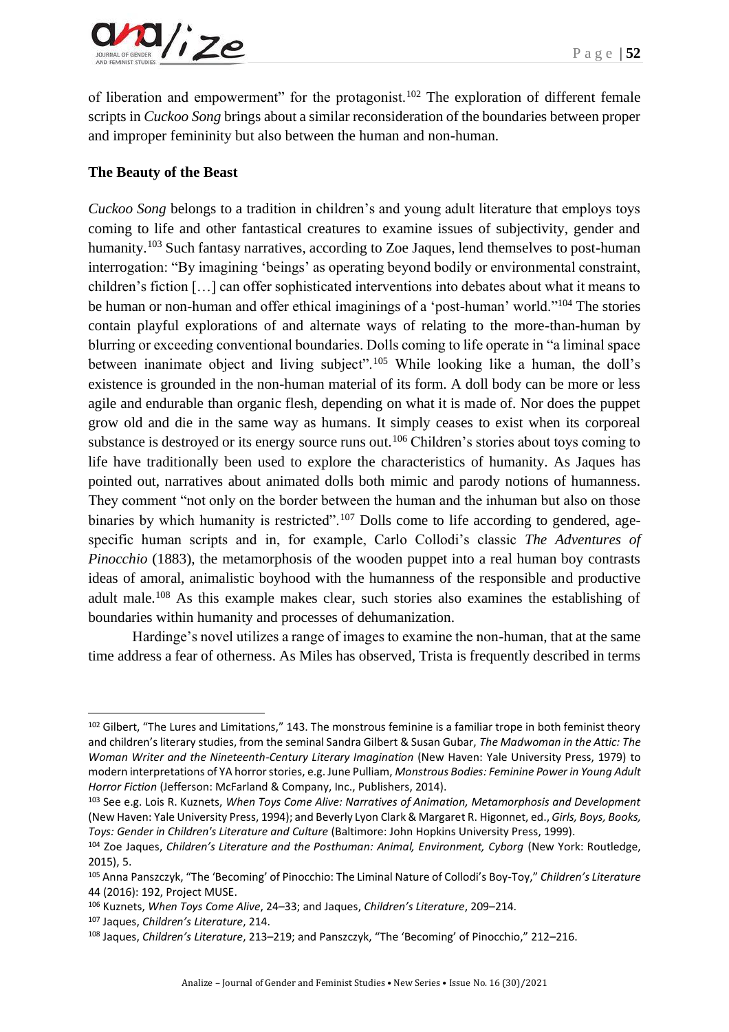of liberation and empowerment" for the protagonist.[102] The exploration of different female scripts in *Cuckoo Song* brings about a similar reconsideration of the boundaries between proper and improper femininity but also between the human and non-human.

**The Beauty of the Beast**

*Cuckoo Song* belongs to a tradition in children's and young adult literature that employs toys coming to life and other fantastical creatures to examine issues of subjectivity, gender and humanity.[103] Such fantasy narratives, according to Zoe Jaques, lend themselves to post-human interrogation: "By imagining 'beings' as operating beyond bodily or environmental constraint, children's fiction […] can offer sophisticated interventions into debates about what it means to be human or non-human and offer ethical imaginings of a 'post-human' world."[104] The stories contain playful explorations of and alternate ways of relating to the more-than-human by blurring or exceeding conventional boundaries. Dolls coming to life operate in "a liminal space between inanimate object and living subject".[105] While looking like a human, the doll's existence is grounded in the non-human material of its form. A doll body can be more or less agile and endurable than organic flesh, depending on what it is made of. Nor does the puppet grow old and die in the same way as humans. It simply ceases to exist when its corporeal substance is destroyed or its energy source runs out.[106] Children's stories about toys coming to life have traditionally been used to explore the characteristics of humanity. As Jaques has pointed out, narratives about animated dolls both mimic and parody notions of humanness. They comment "not only on the border between the human and the inhuman but also on those binaries by which humanity is restricted".[107] Dolls come to life according to gendered, age-specific human scripts and in, for example, Carlo Collodi's classic *The Adventures of Pinocchio* (1883), the metamorphosis of the wooden puppet into a real human boy contrasts ideas of amoral, animalistic boyhood with the humanness of the responsible and productive adult male.[108] As this example makes clear, such stories also examines the establishing of boundaries within humanity and processes of dehumanization.

Hardinge's novel utilizes a range of images to examine the non-human, that at the same time address a fear of otherness. As Miles has observed, Trista is frequently described in terms

---

[102] Gilbert, "The Lures and Limitations," 143. The monstrous feminine is a familiar trope in both feminist theory and children's literary studies, from the seminal Sandra Gilbert & Susan Gubar, *The Madwoman in the Attic: The Woman Writer and the Nineteenth-Century Literary Imagination* (New Haven: Yale University Press, 1979) to modern interpretations of YA horror stories, e.g. June Pulliam, *Monstrous Bodies: Feminine Power in Young Adult Horror Fiction* (Jefferson: McFarland & Company, Inc., Publishers, 2014).

[103] See e.g. Lois R. Kuznets, *When Toys Come Alive: Narratives of Animation, Metamorphosis and Development* (New Haven: Yale University Press, 1994); and Beverly Lyon Clark & Margaret R. Higonnet, ed., *Girls, Boys, Books, Toys: Gender in Children's Literature and Culture* (Baltimore: John Hopkins University Press, 1999).

[104] Zoe Jaques, *Children's Literature and the Posthuman: Animal, Environment, Cyborg* (New York: Routledge, 2015), 5.

[105] Anna Panszczyk, "The 'Becoming' of Pinocchio: The Liminal Nature of Collodi's Boy-Toy," *Children's Literature* 44 (2016): 192, Project MUSE.

[106] Kuznets, *When Toys Come Alive*, 24–33; and Jaques, *Children's Literature*, 209–214.

[107] Jaques, *Children's Literature*, 214.

[108] Jaques, *Children's Literature*, 213–219; and Panszczyk, "The 'Becoming' of Pinocchio," 212–216.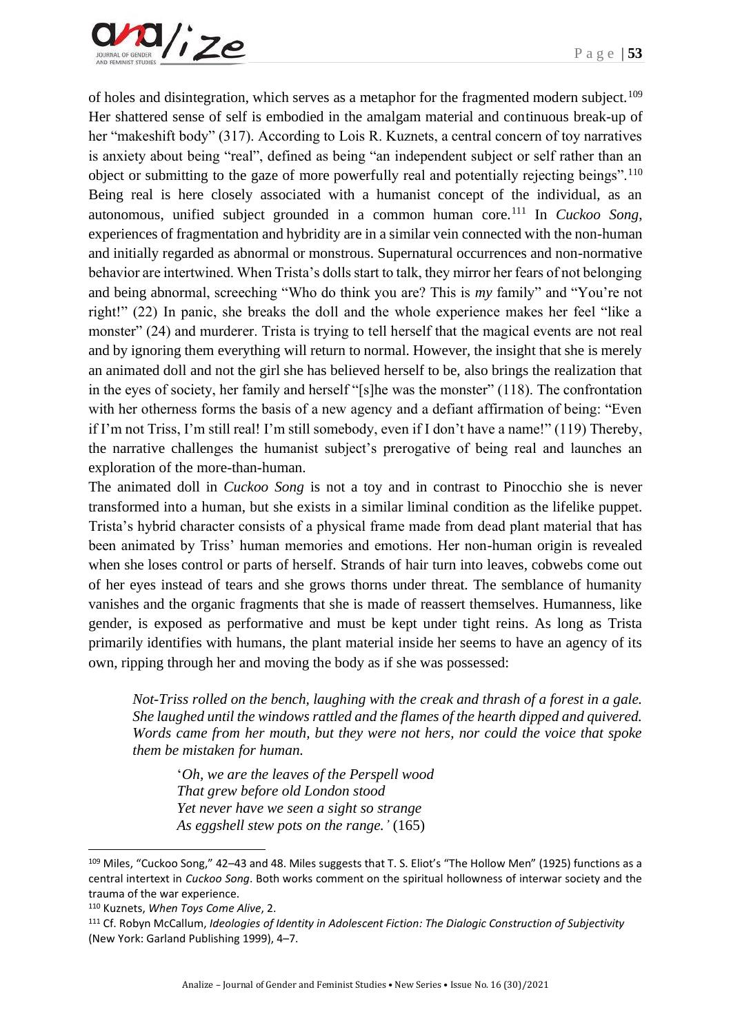of holes and disintegration, which serves as a metaphor for the fragmented modern subject.[109] Her shattered sense of self is embodied in the amalgam material and continuous break-up of her "makeshift body" (317). According to Lois R. Kuznets, a central concern of toy narratives is anxiety about being "real", defined as being "an independent subject or self rather than an object or submitting to the gaze of more powerfully real and potentially rejecting beings".[110] Being real is here closely associated with a humanist concept of the individual, as an autonomous, unified subject grounded in a common human core.[111] In *Cuckoo Song*, experiences of fragmentation and hybridity are in a similar vein connected with the non-human and initially regarded as abnormal or monstrous. Supernatural occurrences and non-normative behavior are intertwined. When Trista's dolls start to talk, they mirror her fears of not belonging and being abnormal, screeching "Who do think you are? This is *my* family" and "You're not right!" (22) In panic, she breaks the doll and the whole experience makes her feel "like a monster" (24) and murderer. Trista is trying to tell herself that the magical events are not real and by ignoring them everything will return to normal. However, the insight that she is merely an animated doll and not the girl she has believed herself to be, also brings the realization that in the eyes of society, her family and herself "[s]he was the monster" (118). The confrontation with her otherness forms the basis of a new agency and a defiant affirmation of being: "Even if I'm not Triss, I'm still real! I'm still somebody, even if I don't have a name!" (119) Thereby, the narrative challenges the humanist subject's prerogative of being real and launches an exploration of the more-than-human.

The animated doll in *Cuckoo Song* is not a toy and in contrast to Pinocchio she is never transformed into a human, but she exists in a similar liminal condition as the lifelike puppet. Trista's hybrid character consists of a physical frame made from dead plant material that has been animated by Triss' human memories and emotions. Her non-human origin is revealed when she loses control or parts of herself. Strands of hair turn into leaves, cobwebs come out of her eyes instead of tears and she grows thorns under threat. The semblance of humanity vanishes and the organic fragments that she is made of reassert themselves. Humanness, like gender, is exposed as performative and must be kept under tight reins. As long as Trista primarily identifies with humans, the plant material inside her seems to have an agency of its own, ripping through her and moving the body as if she was possessed:

> *Not-Triss rolled on the bench, laughing with the creak and thrash of a forest in a gale. She laughed until the windows rattled and the flames of the hearth dipped and quivered. Words came from her mouth, but they were not hers, nor could the voice that spoke them be mistaken for human.*
>
> > '*Oh, we are the leaves of the Perspell wood*
> > *That grew before old London stood*
> > *Yet never have we seen a sight so strange*
> > *As eggshell stew pots on the range.'* (165)

---

[109] Miles, "Cuckoo Song," 42–43 and 48. Miles suggests that T. S. Eliot's "The Hollow Men" (1925) functions as a central intertext in *Cuckoo Song*. Both works comment on the spiritual hollowness of interwar society and the trauma of the war experience.

[110] Kuznets, *When Toys Come Alive*, 2.

[111] Cf. Robyn McCallum, *Ideologies of Identity in Adolescent Fiction: The Dialogic Construction of Subjectivity* (New York: Garland Publishing 1999), 4–7.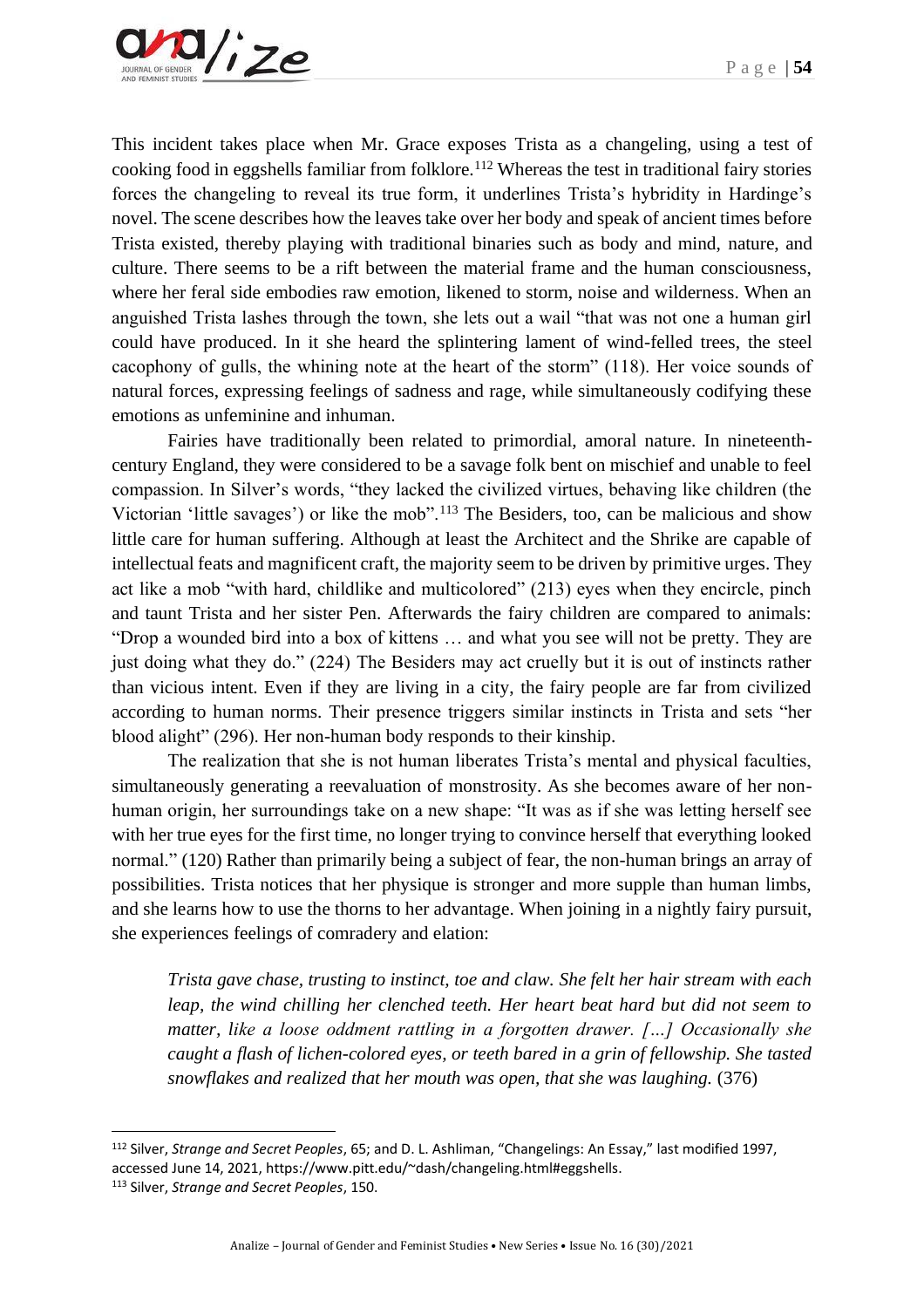This incident takes place when Mr. Grace exposes Trista as a changeling, using a test of cooking food in eggshells familiar from folklore.[112] Whereas the test in traditional fairy stories forces the changeling to reveal its true form, it underlines Trista's hybridity in Hardinge's novel. The scene describes how the leaves take over her body and speak of ancient times before Trista existed, thereby playing with traditional binaries such as body and mind, nature, and culture. There seems to be a rift between the material frame and the human consciousness, where her feral side embodies raw emotion, likened to storm, noise and wilderness. When an anguished Trista lashes through the town, she lets out a wail "that was not one a human girl could have produced. In it she heard the splintering lament of wind-felled trees, the steel cacophony of gulls, the whining note at the heart of the storm" (118). Her voice sounds of natural forces, expressing feelings of sadness and rage, while simultaneously codifying these emotions as unfeminine and inhuman.

Fairies have traditionally been related to primordial, amoral nature. In nineteenth-century England, they were considered to be a savage folk bent on mischief and unable to feel compassion. In Silver's words, "they lacked the civilized virtues, behaving like children (the Victorian 'little savages') or like the mob".[113] The Besiders, too, can be malicious and show little care for human suffering. Although at least the Architect and the Shrike are capable of intellectual feats and magnificent craft, the majority seem to be driven by primitive urges. They act like a mob "with hard, childlike and multicolored" (213) eyes when they encircle, pinch and taunt Trista and her sister Pen. Afterwards the fairy children are compared to animals: "Drop a wounded bird into a box of kittens … and what you see will not be pretty. They are just doing what they do." (224) The Besiders may act cruelly but it is out of instincts rather than vicious intent. Even if they are living in a city, the fairy people are far from civilized according to human norms. Their presence triggers similar instincts in Trista and sets "her blood alight" (296). Her non-human body responds to their kinship.

The realization that she is not human liberates Trista's mental and physical faculties, simultaneously generating a reevaluation of monstrosity. As she becomes aware of her non-human origin, her surroundings take on a new shape: "It was as if she was letting herself see with her true eyes for the first time, no longer trying to convince herself that everything looked normal." (120) Rather than primarily being a subject of fear, the non-human brings an array of possibilities. Trista notices that her physique is stronger and more supple than human limbs, and she learns how to use the thorns to her advantage. When joining in a nightly fairy pursuit, she experiences feelings of comradery and elation:

> *Trista gave chase, trusting to instinct, toe and claw. She felt her hair stream with each leap, the wind chilling her clenched teeth. Her heart beat hard but did not seem to matter, like a loose oddment rattling in a forgotten drawer. […] Occasionally she caught a flash of lichen-colored eyes, or teeth bared in a grin of fellowship. She tasted snowflakes and realized that her mouth was open, that she was laughing.* (376)

---

[112] Silver, *Strange and Secret Peoples*, 65; and D. L. Ashliman, "Changelings: An Essay," last modified 1997, accessed June 14, 2021, https://www.pitt.edu/~dash/changeling.html#eggshells.

[113] Silver, *Strange and Secret Peoples*, 150.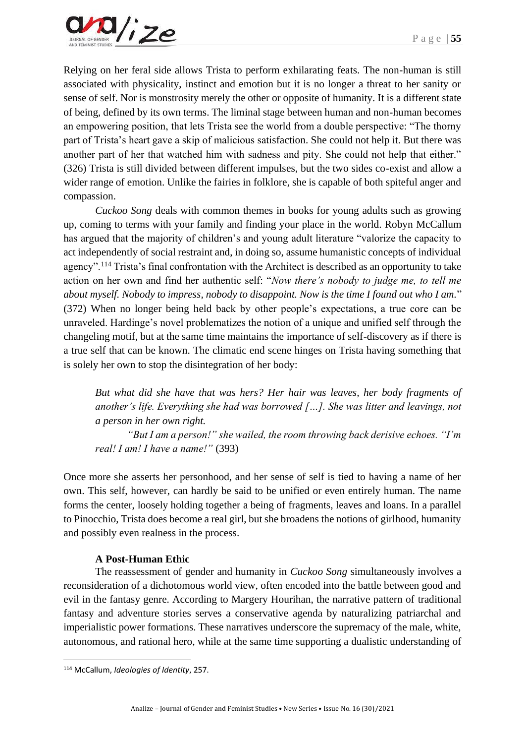Relying on her feral side allows Trista to perform exhilarating feats. The non-human is still associated with physicality, instinct and emotion but it is no longer a threat to her sanity or sense of self. Nor is monstrosity merely the other or opposite of humanity. It is a different state of being, defined by its own terms. The liminal stage between human and non-human becomes an empowering position, that lets Trista see the world from a double perspective: "The thorny part of Trista's heart gave a skip of malicious satisfaction. She could not help it. But there was another part of her that watched him with sadness and pity. She could not help that either." (326) Trista is still divided between different impulses, but the two sides co-exist and allow a wider range of emotion. Unlike the fairies in folklore, she is capable of both spiteful anger and compassion.

*Cuckoo Song* deals with common themes in books for young adults such as growing up, coming to terms with your family and finding your place in the world. Robyn McCallum has argued that the majority of children's and young adult literature "valorize the capacity to act independently of social restraint and, in doing so, assume humanistic concepts of individual agency".[114] Trista's final confrontation with the Architect is described as an opportunity to take action on her own and find her authentic self: "*Now there's nobody to judge me, to tell me about myself. Nobody to impress, nobody to disappoint. Now is the time I found out who I am.*" (372) When no longer being held back by other people's expectations, a true core can be unraveled. Hardinge's novel problematizes the notion of a unique and unified self through the changeling motif, but at the same time maintains the importance of self-discovery as if there is a true self that can be known. The climatic end scene hinges on Trista having something that is solely her own to stop the disintegration of her body:

> *But what did she have that was hers? Her hair was leaves, her body fragments of another's life. Everything she had was borrowed […]. She was litter and leavings, not a person in her own right.*
>
> *"But I am a person!" she wailed, the room throwing back derisive echoes. "I'm real! I am! I have a name!"* (393)

Once more she asserts her personhood, and her sense of self is tied to having a name of her own. This self, however, can hardly be said to be unified or even entirely human. The name forms the center, loosely holding together a being of fragments, leaves and loans. In a parallel to Pinocchio, Trista does become a real girl, but she broadens the notions of girlhood, humanity and possibly even realness in the process.

### A Post-Human Ethic

The reassessment of gender and humanity in *Cuckoo Song* simultaneously involves a reconsideration of a dichotomous world view, often encoded into the battle between good and evil in the fantasy genre. According to Margery Hourihan, the narrative pattern of traditional fantasy and adventure stories serves a conservative agenda by naturalizing patriarchal and imperialistic power formations. These narratives underscore the supremacy of the male, white, autonomous, and rational hero, while at the same time supporting a dualistic understanding of

---

[114] McCallum, *Ideologies of Identity*, 257.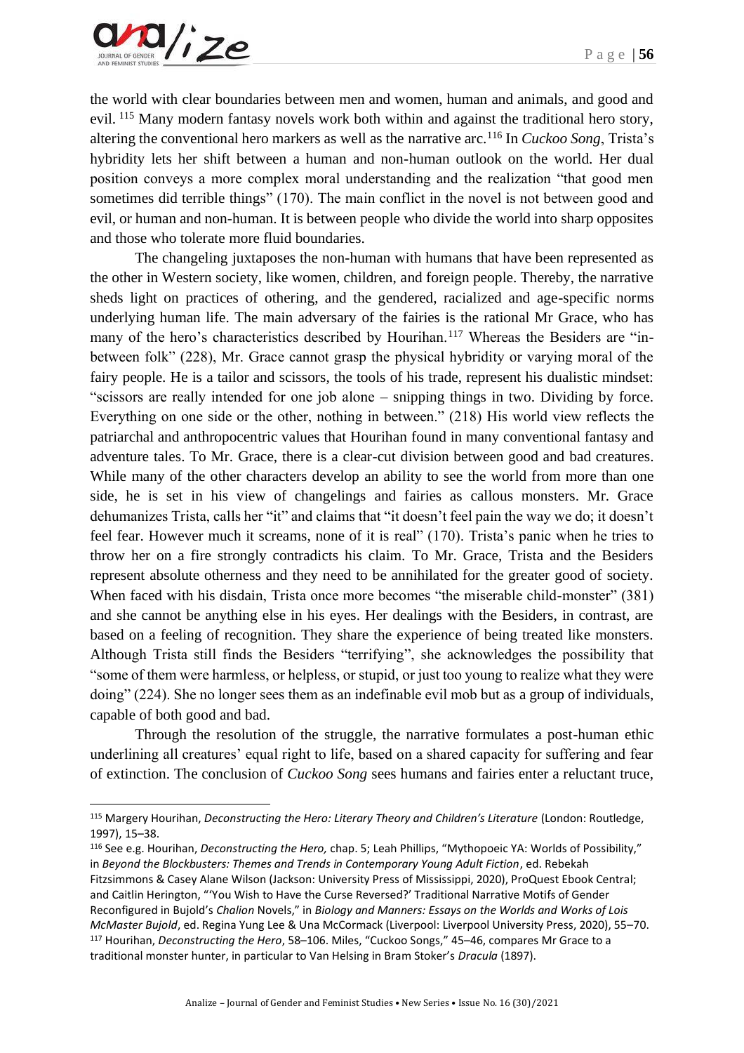the world with clear boundaries between men and women, human and animals, and good and evil. [115] Many modern fantasy novels work both within and against the traditional hero story, altering the conventional hero markers as well as the narrative arc.[116] In *Cuckoo Song*, Trista's hybridity lets her shift between a human and non-human outlook on the world. Her dual position conveys a more complex moral understanding and the realization "that good men sometimes did terrible things" (170). The main conflict in the novel is not between good and evil, or human and non-human. It is between people who divide the world into sharp opposites and those who tolerate more fluid boundaries.

The changeling juxtaposes the non-human with humans that have been represented as the other in Western society, like women, children, and foreign people. Thereby, the narrative sheds light on practices of othering, and the gendered, racialized and age-specific norms underlying human life. The main adversary of the fairies is the rational Mr Grace, who has many of the hero's characteristics described by Hourihan.[117] Whereas the Besiders are "in-between folk" (228), Mr. Grace cannot grasp the physical hybridity or varying moral of the fairy people. He is a tailor and scissors, the tools of his trade, represent his dualistic mindset: "scissors are really intended for one job alone – snipping things in two. Dividing by force. Everything on one side or the other, nothing in between." (218) His world view reflects the patriarchal and anthropocentric values that Hourihan found in many conventional fantasy and adventure tales. To Mr. Grace, there is a clear-cut division between good and bad creatures. While many of the other characters develop an ability to see the world from more than one side, he is set in his view of changelings and fairies as callous monsters. Mr. Grace dehumanizes Trista, calls her "it" and claims that "it doesn't feel pain the way we do; it doesn't feel fear. However much it screams, none of it is real" (170). Trista's panic when he tries to throw her on a fire strongly contradicts his claim. To Mr. Grace, Trista and the Besiders represent absolute otherness and they need to be annihilated for the greater good of society. When faced with his disdain, Trista once more becomes "the miserable child-monster" (381) and she cannot be anything else in his eyes. Her dealings with the Besiders, in contrast, are based on a feeling of recognition. They share the experience of being treated like monsters. Although Trista still finds the Besiders "terrifying", she acknowledges the possibility that "some of them were harmless, or helpless, or stupid, or just too young to realize what they were doing" (224). She no longer sees them as an indefinable evil mob but as a group of individuals, capable of both good and bad.

Through the resolution of the struggle, the narrative formulates a post-human ethic underlining all creatures' equal right to life, based on a shared capacity for suffering and fear of extinction. The conclusion of *Cuckoo Song* sees humans and fairies enter a reluctant truce,

---

[115] Margery Hourihan, *Deconstructing the Hero: Literary Theory and Children's Literature* (London: Routledge, 1997), 15–38.

[116] See e.g. Hourihan, *Deconstructing the Hero,* chap. 5; Leah Phillips, "Mythopoeic YA: Worlds of Possibility," in *Beyond the Blockbusters: Themes and Trends in Contemporary Young Adult Fiction*, ed. Rebekah Fitzsimmons & Casey Alane Wilson (Jackson: University Press of Mississippi, 2020), ProQuest Ebook Central; and Caitlin Herington, "'You Wish to Have the Curse Reversed?' Traditional Narrative Motifs of Gender Reconfigured in Bujold's *Chalion* Novels," in *Biology and Manners: Essays on the Worlds and Works of Lois McMaster Bujold*, ed. Regina Yung Lee & Una McCormack (Liverpool: Liverpool University Press, 2020), 55–70.

[117] Hourihan, *Deconstructing the Hero*, 58–106. Miles, "Cuckoo Songs," 45–46, compares Mr Grace to a traditional monster hunter, in particular to Van Helsing in Bram Stoker's *Dracula* (1897).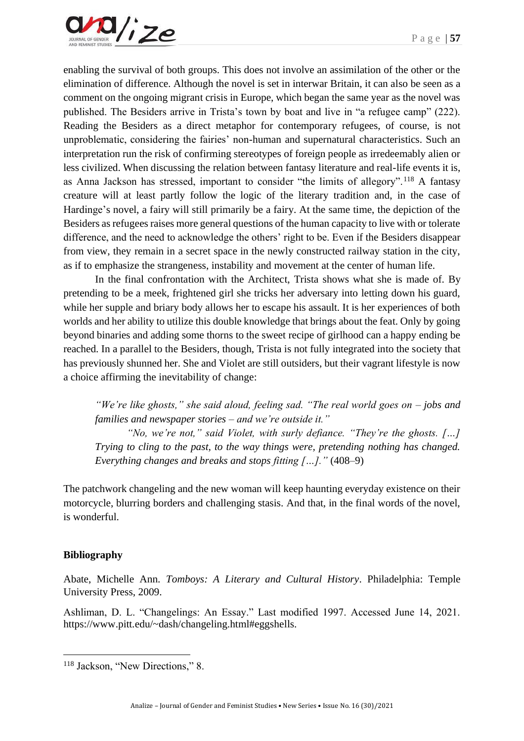enabling the survival of both groups. This does not involve an assimilation of the other or the elimination of difference. Although the novel is set in interwar Britain, it can also be seen as a comment on the ongoing migrant crisis in Europe, which began the same year as the novel was published. The Besiders arrive in Trista's town by boat and live in "a refugee camp" (222). Reading the Besiders as a direct metaphor for contemporary refugees, of course, is not unproblematic, considering the fairies' non-human and supernatural characteristics. Such an interpretation run the risk of confirming stereotypes of foreign people as irredeemably alien or less civilized. When discussing the relation between fantasy literature and real-life events it is, as Anna Jackson has stressed, important to consider "the limits of allegory".[118] A fantasy creature will at least partly follow the logic of the literary tradition and, in the case of Hardinge's novel, a fairy will still primarily be a fairy. At the same time, the depiction of the Besiders as refugees raises more general questions of the human capacity to live with or tolerate difference, and the need to acknowledge the others' right to be. Even if the Besiders disappear from view, they remain in a secret space in the newly constructed railway station in the city, as if to emphasize the strangeness, instability and movement at the center of human life.

In the final confrontation with the Architect, Trista shows what she is made of. By pretending to be a meek, frightened girl she tricks her adversary into letting down his guard, while her supple and briary body allows her to escape his assault. It is her experiences of both worlds and her ability to utilize this double knowledge that brings about the feat. Only by going beyond binaries and adding some thorns to the sweet recipe of girlhood can a happy ending be reached. In a parallel to the Besiders, though, Trista is not fully integrated into the society that has previously shunned her. She and Violet are still outsiders, but their vagrant lifestyle is now a choice affirming the inevitability of change:

> *"We're like ghosts," she said aloud, feeling sad. "The real world goes on – jobs and families and newspaper stories – and we're outside it."*
>
> *"No, we're not," said Violet, with surly defiance. "They're the ghosts. […] Trying to cling to the past, to the way things were, pretending nothing has changed. Everything changes and breaks and stops fitting […]."* (408–9)

The patchwork changeling and the new woman will keep haunting everyday existence on their motorcycle, blurring borders and challenging stasis. And that, in the final words of the novel, is wonderful.

## Bibliography

Abate, Michelle Ann. *Tomboys: A Literary and Cultural History*. Philadelphia: Temple University Press, 2009.

Ashliman, D. L. "Changelings: An Essay." Last modified 1997. Accessed June 14, 2021. https://www.pitt.edu/~dash/changeling.html#eggshells.

---

[118] Jackson, "New Directions," 8.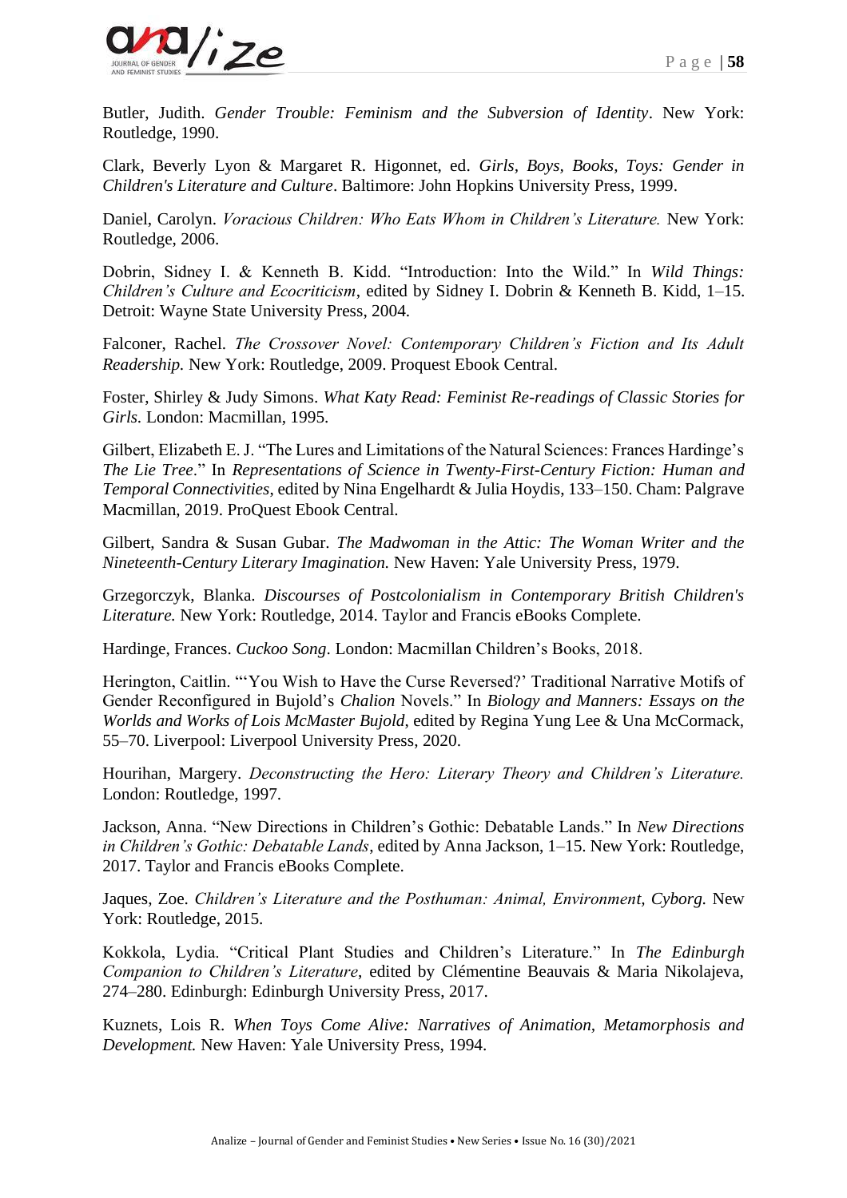Butler, Judith. *Gender Trouble: Feminism and the Subversion of Identity*. New York: Routledge, 1990.

Clark, Beverly Lyon & Margaret R. Higonnet, ed. *Girls, Boys, Books, Toys: Gender in Children's Literature and Culture*. Baltimore: John Hopkins University Press, 1999.

Daniel, Carolyn. *Voracious Children: Who Eats Whom in Children's Literature.* New York: Routledge, 2006.

Dobrin, Sidney I. & Kenneth B. Kidd. "Introduction: Into the Wild." In *Wild Things: Children's Culture and Ecocriticism*, edited by Sidney I. Dobrin & Kenneth B. Kidd, 1–15. Detroit: Wayne State University Press, 2004.

Falconer, Rachel. *The Crossover Novel: Contemporary Children's Fiction and Its Adult Readership.* New York: Routledge, 2009. Proquest Ebook Central.

Foster, Shirley & Judy Simons. *What Katy Read: Feminist Re-readings of Classic Stories for Girls.* London: Macmillan, 1995.

Gilbert, Elizabeth E. J. "The Lures and Limitations of the Natural Sciences: Frances Hardinge's *The Lie Tree*." In *Representations of Science in Twenty-First-Century Fiction: Human and Temporal Connectivities*, edited by Nina Engelhardt & Julia Hoydis, 133–150. Cham: Palgrave Macmillan, 2019. ProQuest Ebook Central.

Gilbert, Sandra & Susan Gubar. *The Madwoman in the Attic: The Woman Writer and the Nineteenth-Century Literary Imagination.* New Haven: Yale University Press, 1979.

Grzegorczyk, Blanka. *Discourses of Postcolonialism in Contemporary British Children's Literature.* New York: Routledge, 2014. Taylor and Francis eBooks Complete.

Hardinge, Frances. *Cuckoo Song*. London: Macmillan Children's Books, 2018.

Herington, Caitlin. "'You Wish to Have the Curse Reversed?' Traditional Narrative Motifs of Gender Reconfigured in Bujold's *Chalion* Novels." In *Biology and Manners: Essays on the Worlds and Works of Lois McMaster Bujold*, edited by Regina Yung Lee & Una McCormack, 55–70. Liverpool: Liverpool University Press, 2020.

Hourihan, Margery. *Deconstructing the Hero: Literary Theory and Children's Literature.* London: Routledge, 1997.

Jackson, Anna. "New Directions in Children's Gothic: Debatable Lands." In *New Directions in Children's Gothic: Debatable Lands*, edited by Anna Jackson, 1–15. New York: Routledge, 2017. Taylor and Francis eBooks Complete.

Jaques, Zoe. *Children's Literature and the Posthuman: Animal, Environment, Cyborg.* New York: Routledge, 2015.

Kokkola, Lydia. "Critical Plant Studies and Children's Literature." In *The Edinburgh Companion to Children's Literature*, edited by Clémentine Beauvais & Maria Nikolajeva, 274–280. Edinburgh: Edinburgh University Press, 2017.

Kuznets, Lois R. *When Toys Come Alive: Narratives of Animation, Metamorphosis and Development.* New Haven: Yale University Press, 1994.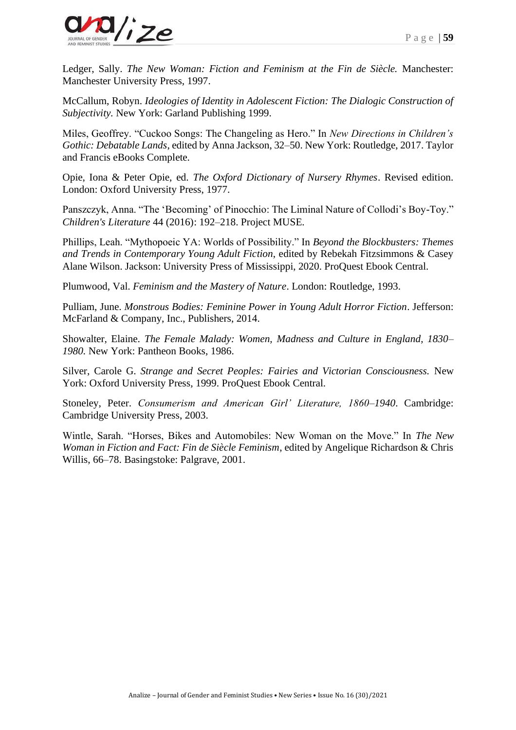Ledger, Sally. *The New Woman: Fiction and Feminism at the Fin de Siècle.* Manchester: Manchester University Press, 1997.

McCallum, Robyn. *Ideologies of Identity in Adolescent Fiction: The Dialogic Construction of Subjectivity.* New York: Garland Publishing 1999.

Miles, Geoffrey. "Cuckoo Songs: The Changeling as Hero." In *New Directions in Children's Gothic: Debatable Lands*, edited by Anna Jackson, 32–50. New York: Routledge, 2017. Taylor and Francis eBooks Complete.

Opie, Iona & Peter Opie, ed. *The Oxford Dictionary of Nursery Rhymes*. Revised edition. London: Oxford University Press, 1977.

Panszczyk, Anna. "The 'Becoming' of Pinocchio: The Liminal Nature of Collodi's Boy-Toy." *Children's Literature* 44 (2016): 192–218. Project MUSE.

Phillips, Leah. "Mythopoeic YA: Worlds of Possibility." In *Beyond the Blockbusters: Themes and Trends in Contemporary Young Adult Fiction*, edited by Rebekah Fitzsimmons & Casey Alane Wilson. Jackson: University Press of Mississippi, 2020. ProQuest Ebook Central.

Plumwood, Val. *Feminism and the Mastery of Nature*. London: Routledge, 1993.

Pulliam, June. *Monstrous Bodies: Feminine Power in Young Adult Horror Fiction*. Jefferson: McFarland & Company, Inc., Publishers, 2014.

Showalter, Elaine. *The Female Malady: Women, Madness and Culture in England, 1830–1980.* New York: Pantheon Books, 1986.

Silver, Carole G. *Strange and Secret Peoples: Fairies and Victorian Consciousness.* New York: Oxford University Press, 1999. ProQuest Ebook Central.

Stoneley, Peter. *Consumerism and American Girl' Literature, 1860–1940*. Cambridge: Cambridge University Press, 2003.

Wintle, Sarah. "Horses, Bikes and Automobiles: New Woman on the Move." In *The New Woman in Fiction and Fact: Fin de Siècle Feminism*, edited by Angelique Richardson & Chris Willis, 66–78. Basingstoke: Palgrave, 2001.